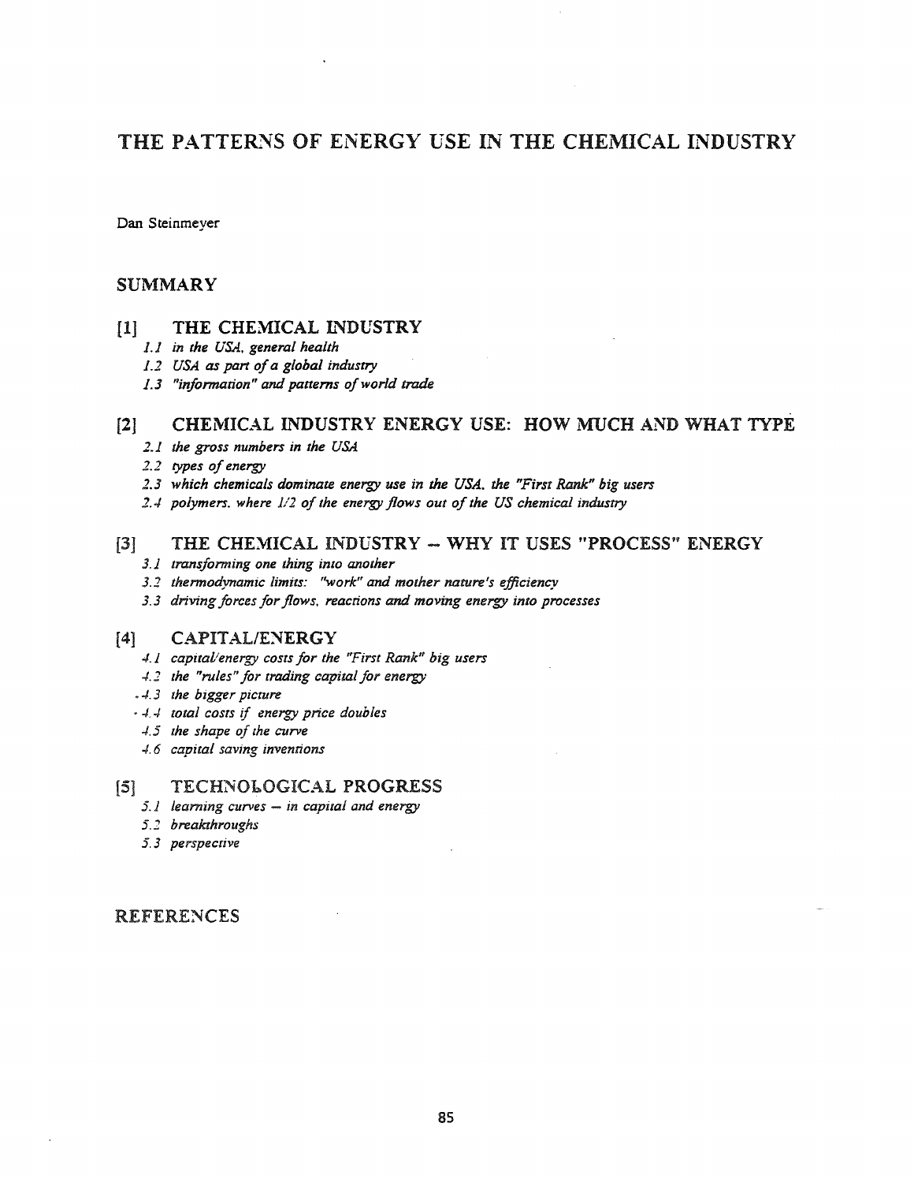# THE PATTERNS OF ENERGY USE IN THE CHEMICAL INDUSTRY

Dan Steinmeyer

## SUMMARY

### [1] THE CHEMICAL INDUSTRY

*1.1 in the USA, general health*
*1.2 USA as part of a global industry*
*1.3 "information" and patterns of world trade*

### [2] CHEMICAL INDUSTRY ENERGY USE: HOW MUCH AND WHAT TYPE

*2.1 the gross numbers in the USA*
*2.2 types of energy*
*2.3 which chemicals dominate energy use in the USA, the "First Rank" big users*
*2.4 polymers, where 1/2 of the energy flows out of the US chemical industry*

### [3] THE CHEMICAL INDUSTRY -- WHY IT USES "PROCESS" ENERGY

*3.1 transforming one thing into another*
*3.2 thermodynamic limits: "work" and mother nature's efficiency*
*3.3 driving forces for flows, reactions and moving energy into processes*

### [4] CAPITAL/ENERGY

*4.1 capital/energy costs for the "First Rank" big users*
*4.2 the "rules" for trading capital for energy*
*4.3 the bigger picture*
*4.4 total costs if energy price doubles*
*4.5 the shape of the curve*
*4.6 capital saving inventions*

### [5] TECHNOLOGICAL PROGRESS

*5.1 learning curves -- in capital and energy*
*5.2 breakthroughs*
*5.3 perspective*

## REFERENCES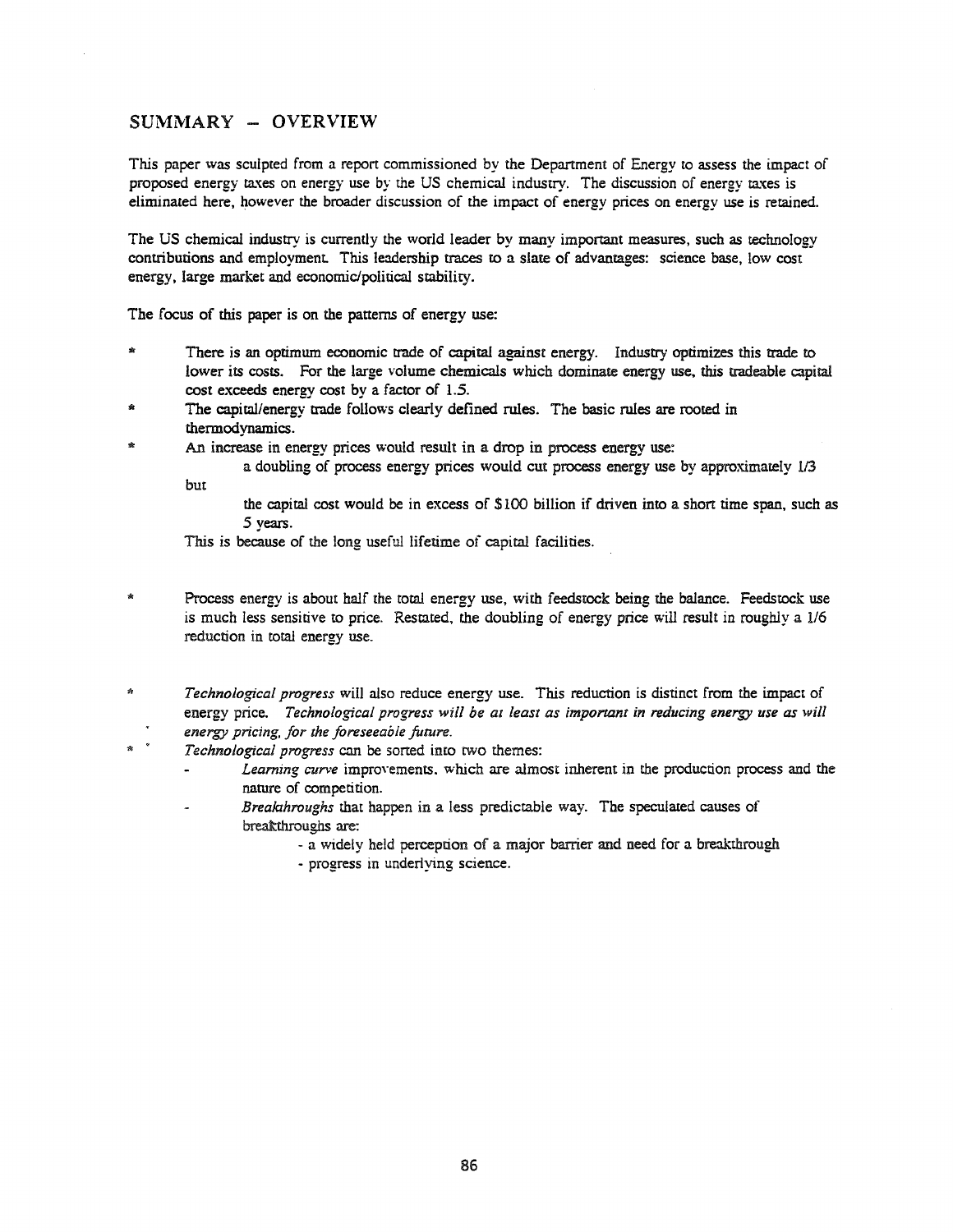## SUMMARY – OVERVIEW

This paper was sculpted from a report commissioned by the Department of Energy to assess the impact of proposed energy taxes on energy use by the US chemical industry. The discussion of energy taxes is eliminated here, however the broader discussion of the impact of energy prices on energy use is retained.

The US chemical industry is currently the world leader by many important measures, such as technology contributions and employment. This leadership traces to a slate of advantages: science base, low cost energy, large market and economic/political stability.

The focus of this paper is on the patterns of energy use:

- There is an optimum economic trade of capital against energy. Industry optimizes this trade to lower its costs. For the large volume chemicals which dominate energy use, this tradeable capital cost exceeds energy cost by a factor of 1.5.
- The capital/energy trade follows clearly defined rules. The basic rules are rooted in thermodynamics.
- An increase in energy prices would result in a drop in process energy use:

  a doubling of process energy prices would cut process energy use by approximately 1/3

  but

  the capital cost would be in excess of $100 billion if driven into a short time span, such as 5 years.

  This is because of the long useful lifetime of capital facilities.

- Process energy is about half the total energy use, with feedstock being the balance. Feedstock use is much less sensitive to price. Restated, the doubling of energy price will result in roughly a 1/6 reduction in total energy use.

- *Technological progress* will also reduce energy use. This reduction is distinct from the impact of energy price. *Technological progress will be at least as important in reducing energy use as will energy pricing, for the foreseeable future.*
- *Technological progress* can be sorted into two themes:
  - *Learning curve* improvements, which are almost inherent in the production process and the nature of competition.
  - *Breakthroughs* that happen in a less predictable way. The speculated causes of breakthroughs are:
    - a widely held perception of a major barrier and need for a breakthrough
    - progress in underlying science.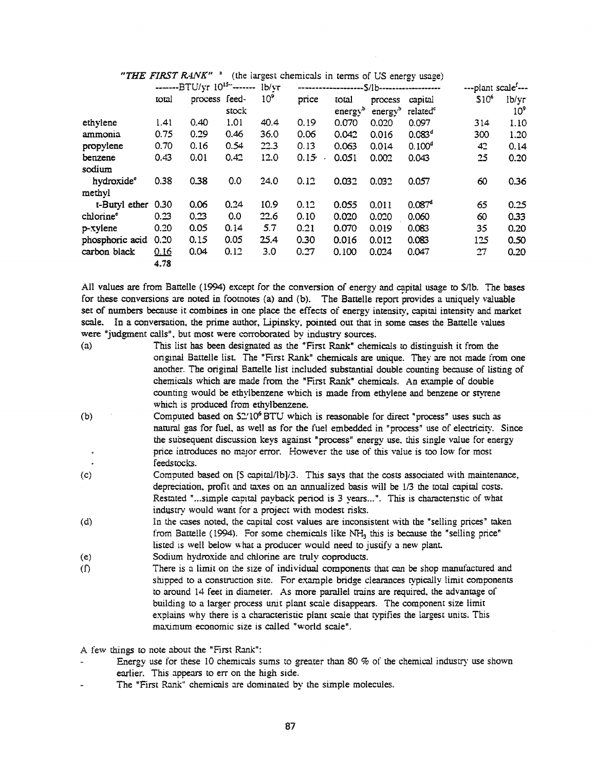*"THE FIRST RANK"* [a] (the largest chemicals in terms of US energy usage)

| | -------BTU/yr $10^{15}$------- | | | lb/yr | -------------------$/lb------------------- | | | | ---plant scale[f]--- | |
|---|---|---|---|---|---|---|---|---|---|---|
| | total | process | feed-stock | $10^9$ | price | total energy[b] | process energy[b] | capital related[c] | $10^6 | lb/yr $10^9$ |
| ethylene | 1.41 | 0.40 | 1.01 | 40.4 | 0.19 | 0.070 | 0.020 | 0.097 | 314 | 1.10 |
| ammonia | 0.75 | 0.29 | 0.46 | 36.0 | 0.06 | 0.042 | 0.016 | 0.083[d] | 300 | 1.20 |
| propylene | 0.70 | 0.16 | 0.54 | 22.3 | 0.13 | 0.063 | 0.014 | 0.100[d] | 42 | 0.14 |
| benzene | 0.43 | 0.01 | 0.42 | 12.0 | 0.15 | 0.051 | 0.002 | 0.043 | 25 | 0.20 |
| sodium hydroxide[e] | 0.38 | 0.38 | 0.0 | 24.0 | 0.12 | 0.032 | 0.032 | 0.057 | 60 | 0.36 |
| methyl t-Butyl ether | 0.30 | 0.06 | 0.24 | 10.9 | 0.12 | 0.055 | 0.011 | 0.087[d] | 65 | 0.25 |
| chlorine[e] | 0.23 | 0.23 | 0.0 | 22.6 | 0.10 | 0.020 | 0.020 | 0.060 | 60 | 0.33 |
| p-xylene | 0.20 | 0.05 | 0.14 | 5.7 | 0.21 | 0.070 | 0.019 | 0.083 | 35 | 0.20 |
| phosphoric acid | 0.20 | 0.15 | 0.05 | 25.4 | 0.30 | 0.016 | 0.012 | 0.083 | 125 | 0.50 |
| carbon black | 0.16 | 0.04 | 0.12 | 3.0 | 0.27 | 0.100 | 0.024 | 0.047 | 27 | 0.20 |
| | 4.78 | | | | | | | | | |

All values are from Battelle (1994) except for the conversion of energy and capital usage to $/lb. The bases for these conversions are noted in footnotes (a) and (b). The Battelle report provides a uniquely valuable set of numbers because it combines in one place the effects of energy intensity, capital intensity and market scale. In a conversation, the prime author, Lipinsky, pointed out that in some cases the Battelle values were "judgment calls", but most were corroborated by industry sources.

(a) This list has been designated as the "First Rank" chemicals to distinguish it from the original Battelle list. The "First Rank" chemicals are unique. They are not made from one another. The original Battelle list included substantial double counting because of listing of chemicals which are made from the "First Rank" chemicals. An example of double counting would be ethylbenzene which is made from ethylene and benzene or styrene which is produced from ethylbenzene.

(b) Computed based on $2/$10^6$ BTU which is reasonable for direct "process" uses such as natural gas for fuel, as well as for the fuel embedded in "process" use of electricity. Since the subsequent discussion keys against "process" energy use, this single value for energy price introduces no major error. However the use of this value is too low for most feedstocks.

(c) Computed based on [$ capital/lb]/3. This says that the costs associated with maintenance, depreciation, profit and taxes on an annualized basis will be 1/3 the total capital costs. Restated "...simple capital payback period is 3 years...". This is characteristic of what industry would want for a project with modest risks.

(d) In the cases noted, the capital cost values are inconsistent with the "selling prices" taken from Battelle (1994). For some chemicals like $NH_3$ this is because the "selling price" listed is well below what a producer would need to justify a new plant.

(e) Sodium hydroxide and chlorine are truly coproducts.

(f) There is a limit on the size of individual components that can be shop manufactured and shipped to a construction site. For example bridge clearances typically limit components to around 14 feet in diameter. As more parallel trains are required, the advantage of building to a larger process unit plant scale disappears. The component size limit explains why there is a characteristic plant scale that typifies the largest units. This maximum economic size is called "world scale".

A few things to note about the "First Rank":

- Energy use for these 10 chemicals sums to greater than 80 % of the chemical industry use shown earlier. This appears to err on the high side.
- The "First Rank" chemicals are dominated by the simple molecules.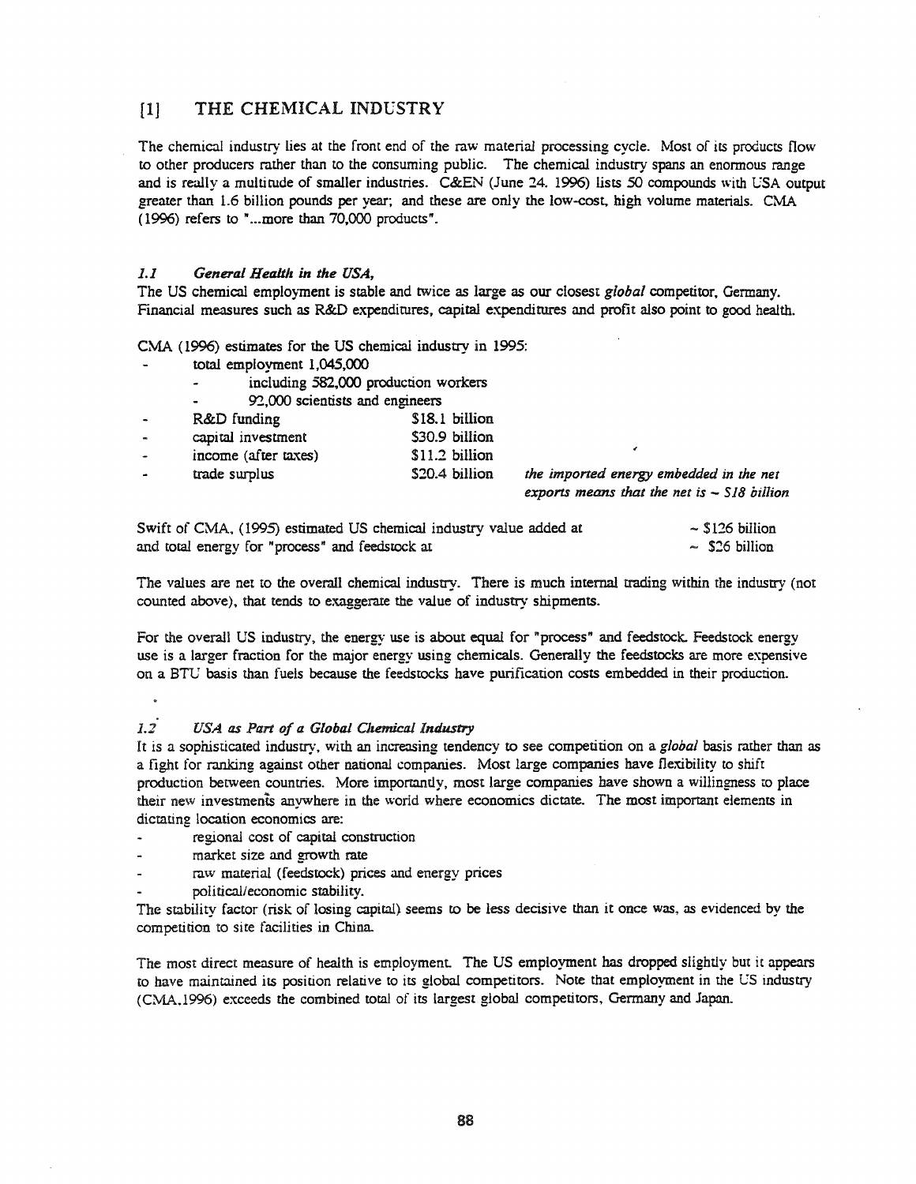## [1] THE CHEMICAL INDUSTRY

The chemical industry lies at the front end of the raw material processing cycle. Most of its products flow to other producers rather than to the consuming public. The chemical industry spans an enormous range and is really a multitude of smaller industries. C&EN (June 24. 1996) lists 50 compounds with USA output greater than 1.6 billion pounds per year; and these are only the low-cost, high volume materials. CMA (1996) refers to "...more than 70,000 products".

### *1.1 General Health in the USA,*

The US chemical employment is stable and twice as large as our closest *global* competitor, Germany. Financial measures such as R&D expenditures, capital expenditures and profit also point to good health.

CMA (1996) estimates for the US chemical industry in 1995:

- total employment 1,045,000
    - including 582,000 production workers
    - 92,000 scientists and engineers
- R&D funding $18.1 billion
- capital investment $30.9 billion
- income (after taxes) $11.2 billion
- trade surplus $20.4 billion *the imported energy embedded in the net exports means that the net is ~ $18 billion*

Swift of CMA, (1995) estimated US chemical industry value added at ~ $126 billion
and total energy for "process" and feedstock at ~ $26 billion

The values are net to the overall chemical industry. There is much internal trading within the industry (not counted above), that tends to exaggerate the value of industry shipments.

For the overall US industry, the energy use is about equal for "process" and feedstock. Feedstock energy use is a larger fraction for the major energy using chemicals. Generally the feedstocks are more expensive on a BTU basis than fuels because the feedstocks have purification costs embedded in their production.

### *1.2 USA as Part of a Global Chemical Industry*

It is a sophisticated industry, with an increasing tendency to see competition on a *global* basis rather than as a fight for ranking against other national companies. Most large companies have flexibility to shift production between countries. More importantly, most large companies have shown a willingness to place their new investments anywhere in the world where economics dictate. The most important elements in dictating location economics are:

- regional cost of capital construction
- market size and growth rate
- raw material (feedstock) prices and energy prices
- political/economic stability.

The stability factor (risk of losing capital) seems to be less decisive than it once was, as evidenced by the competition to site facilities in China.

The most direct measure of health is employment. The US employment has dropped slightly but it appears to have maintained its position relative to its global competitors. Note that employment in the US industry (CMA,1996) exceeds the combined total of its largest global competitors, Germany and Japan.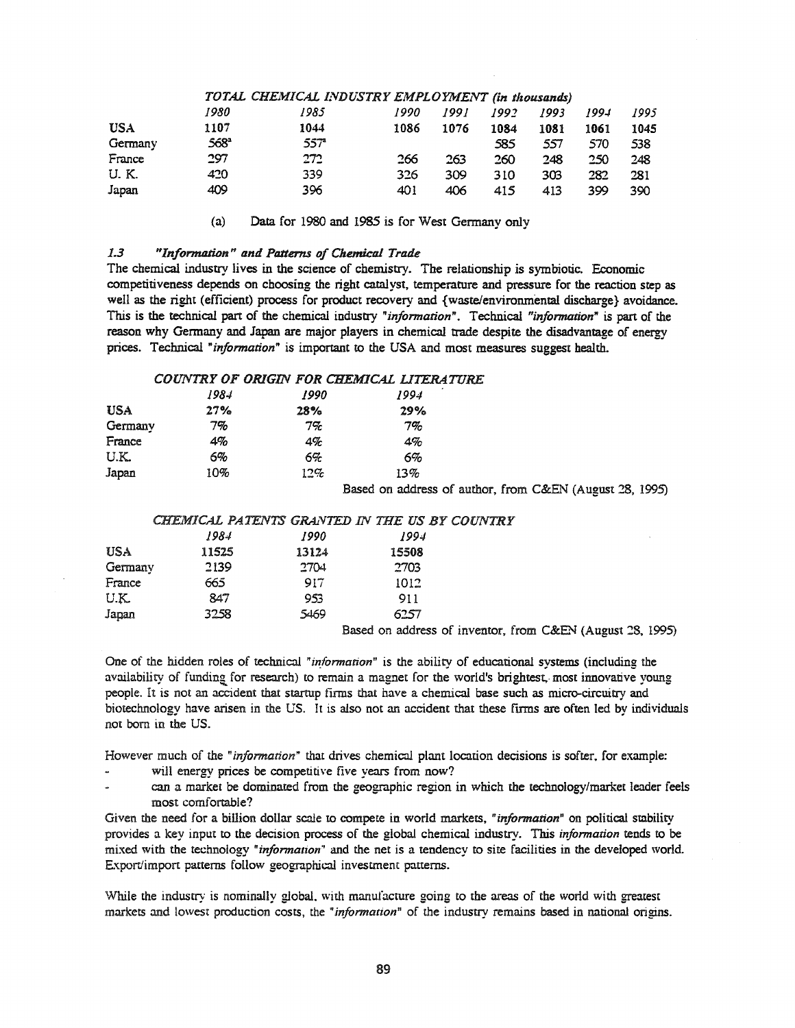*TOTAL CHEMICAL INDUSTRY EMPLOYMENT (in thousands)*

| | *1980* | *1985* | *1990* | *1991* | *1992* | *1993* | *1994* | *1995* |
|---|---|---|---|---|---|---|---|---|
| USA | 1107 | 1044 | 1086 | 1076 | 1084 | 1081 | 1061 | 1045 |
| Germany | 568[a] | 557[a] | | | 585 | 557 | 570 | 538 |
| France | 297 | 272 | 266 | 263 | 260 | 248 | 250 | 248 |
| U. K. | 420 | 339 | 326 | 309 | 310 | 303 | 282 | 281 |
| Japan | 409 | 396 | 401 | 406 | 415 | 413 | 399 | 390 |

(a) Data for 1980 and 1985 is for West Germany only

### *1.3 "Information" and Patterns of Chemical Trade*

The chemical industry lives in the science of chemistry. The relationship is symbiotic. Economic competitiveness depends on choosing the right catalyst, temperature and pressure for the reaction step as well as the right (efficient) process for product recovery and {waste/environmental discharge} avoidance. This is the technical part of the chemical industry *"information"*. Technical *"information"* is part of the reason why Germany and Japan are major players in chemical trade despite the disadvantage of energy prices. Technical *"information"* is important to the USA and most measures suggest health.

*COUNTRY OF ORIGIN FOR CHEMICAL LITERATURE*

| | *1984* | *1990* | *1994* |
|---|---|---|---|
| USA | 27% | 28% | 29% |
| Germany | 7% | 7% | 7% |
| France | 4% | 4% | 4% |
| U.K. | 6% | 6% | 6% |
| Japan | 10% | 12% | 13% |

Based on address of author, from C&EN (August 28, 1995)

*CHEMICAL PATENTS GRANTED IN THE US BY COUNTRY*

| | *1984* | *1990* | *1994* |
|---|---|---|---|
| USA | 11525 | 13124 | 15508 |
| Germany | 2139 | 2704 | 2703 |
| France | 665 | 917 | 1012 |
| U.K. | 847 | 953 | 911 |
| Japan | 3258 | 5469 | 6257 |

Based on address of inventor, from C&EN (August 28, 1995)

One of the hidden roles of technical *"information"* is the ability of educational systems (including the availability of funding for research) to remain a magnet for the world's brightest, most innovative young people. It is not an accident that startup firms that have a chemical base such as micro-circuitry and biotechnology have arisen in the US. It is also not an accident that these firms are often led by individuals not born in the US.

However much of the *"information"* that drives chemical plant location decisions is softer, for example:

- will energy prices be competitive five years from now?
- can a market be dominated from the geographic region in which the technology/market leader feels most comfortable?

Given the need for a billion dollar scale to compete in world markets, *"information"* on political stability provides a key input to the decision process of the global chemical industry. This *information* tends to be mixed with the technology *"information"* and the net is a tendency to site facilities in the developed world. Export/import patterns follow geographical investment patterns.

While the industry is nominally global, with manufacture going to the areas of the world with greatest markets and lowest production costs, the *"information"* of the industry remains based in national origins.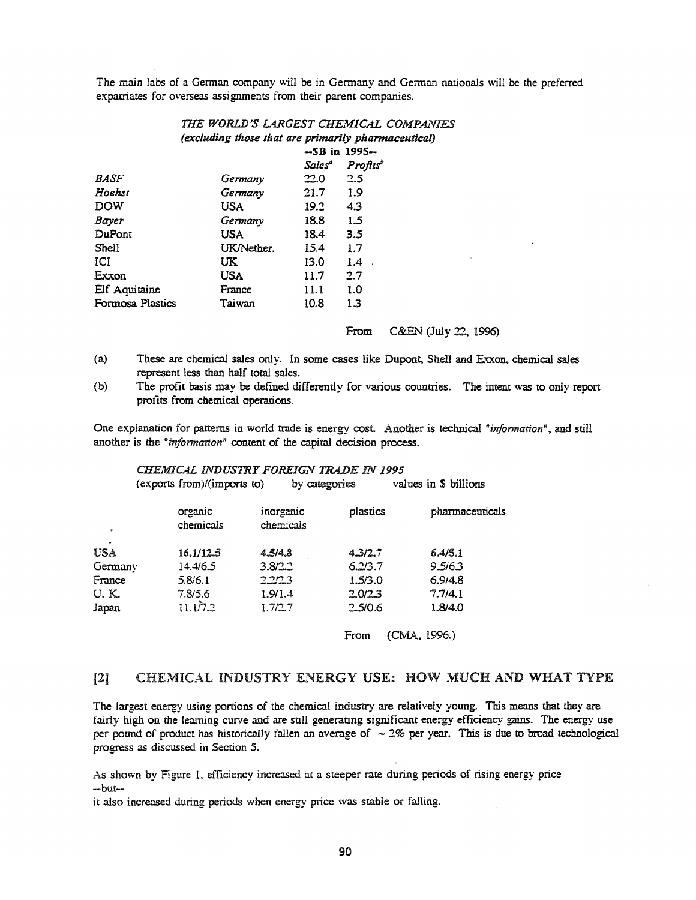The main labs of a German company will be in Germany and German nationals will be the preferred expatriates for overseas assignments from their parent companies.

*THE WORLD'S LARGEST CHEMICAL COMPANIES*
*(excluding those that are primarily pharmaceutical)*

| | | --$B in 1995-- | |
|---|---|---|---|
| | | *Sales*[a] | *Profits*[b] |
| *BASF* | *Germany* | 22.0 | 2.5 |
| *Hoehst* | *Germany* | 21.7 | 1.9 |
| DOW | USA | 19.2 | 4.3 |
| *Bayer* | *Germany* | 18.8 | 1.5 |
| DuPont | USA | 18.4 | 3.5 |
| Shell | UK/Nether. | 15.4 | 1.7 |
| ICI | UK | 13.0 | 1.4 |
| Exxon | USA | 11.7 | 2.7 |
| Elf Aquitaine | France | 11.1 | 1.0 |
| Formosa Plastics | Taiwan | 10.8 | 1.3 |

From C&EN (July 22, 1996)

(a) These are chemical sales only. In some cases like Dupont, Shell and Exxon, chemical sales represent less than half total sales.

(b) The profit basis may be defined differently for various countries. The intent was to only report profits from chemical operations.

One explanation for patterns in world trade is energy cost. Another is technical "*information*", and still another is the "*information*" content of the capital decision process.

*CHEMICAL INDUSTRY FOREIGN TRADE IN 1995*
(exports from)/(imports to) by categories values in $ billions

| | organic chemicals | inorganic chemicals | plastics | pharmaceuticals |
|---|---|---|---|---|
| USA | 16.1/12.5 | 4.5/4.8 | 4.3/2.7 | 6.4/5.1 |
| Germany | 14.4/6.5 | 3.8/2.2 | 6.2/3.7 | 9.5/6.3 |
| France | 5.8/6.1 | 2.2/2.3 | 1.5/3.0 | 6.9/4.8 |
| U. K. | 7.8/5.6 | 1.9/1.4 | 2.0/2.3 | 7.7/4.1 |
| Japan | 11.1/7.2 | 1.7/2.7 | 2.5/0.6 | 1.8/4.0 |

From (CMA, 1996.)

## [2] CHEMICAL INDUSTRY ENERGY USE: HOW MUCH AND WHAT TYPE

The largest energy using portions of the chemical industry are relatively young. This means that they are fairly high on the learning curve and are still generating significant energy efficiency gains. The energy use per pound of product has historically fallen an average of ~ 2% per year. This is due to broad technological progress as discussed in Section 5.

As shown by Figure 1, efficiency increased at a steeper rate during periods of rising energy price
--but--
it also increased during periods when energy price was stable or falling.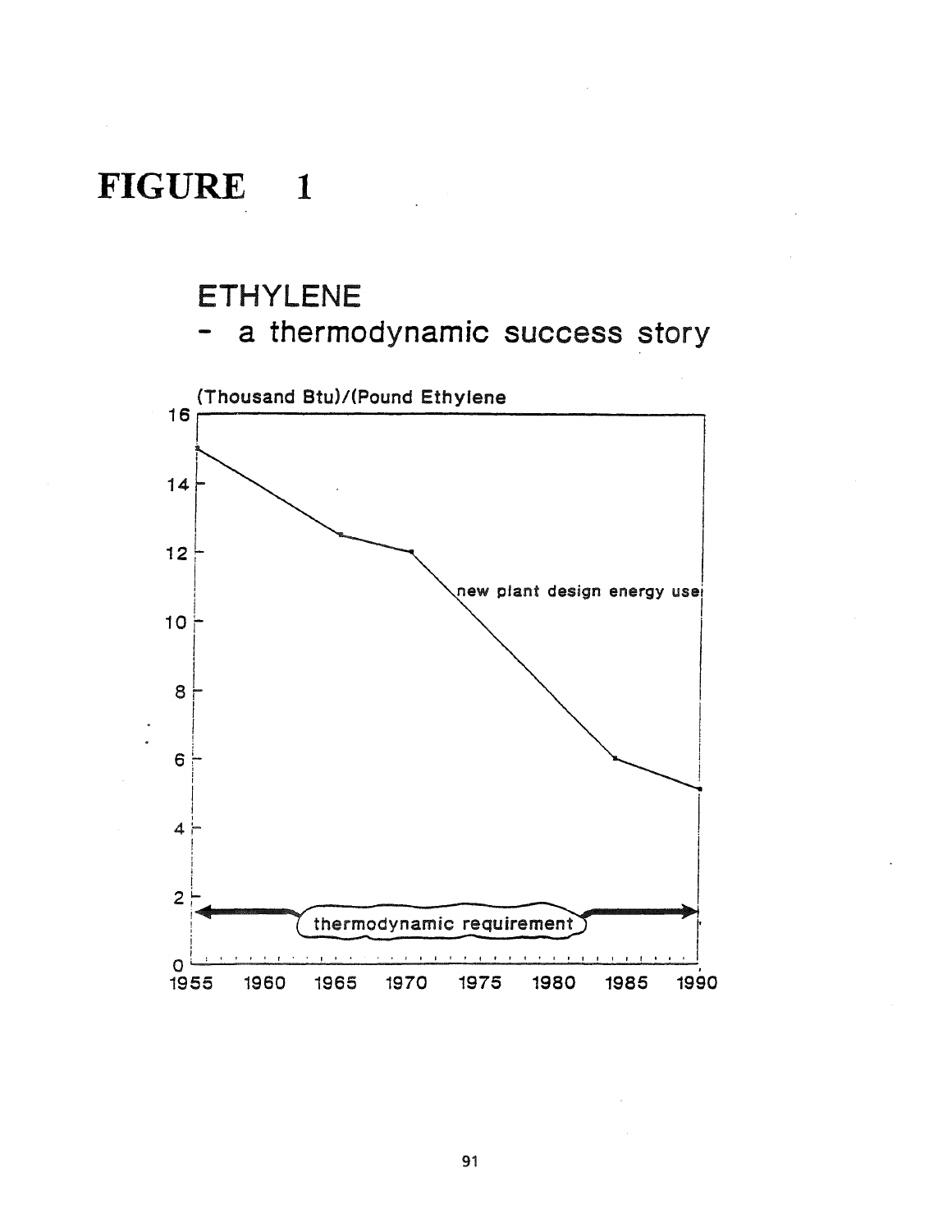# FIGURE 1

## ETHYLENE
## - a thermodynamic success story

(Thousand Btu)/(Pound Ethylene

16

14

12

10

8

6

4

2

0

1955 1960 1965 1970 1975 1980 1985 1990

new plant design energy use

thermodynamic requirement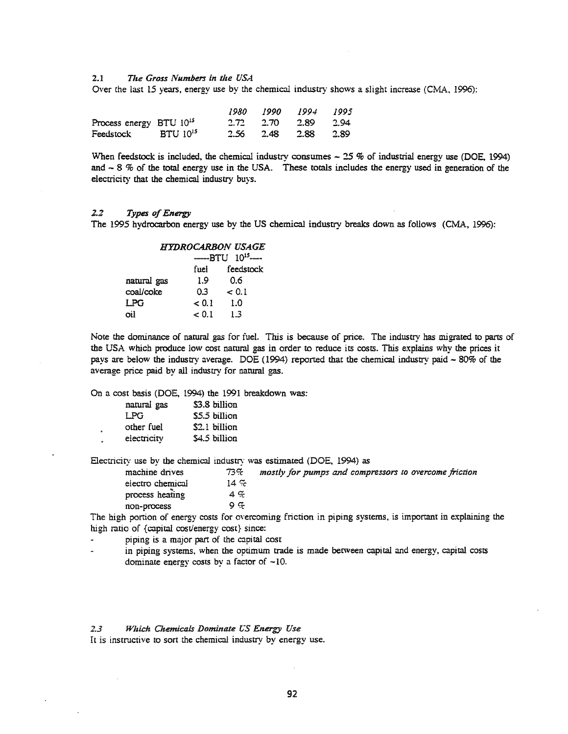### 2.1 *The Gross Numbers in the USA*

Over the last 15 years, energy use by the chemical industry shows a slight increase (CMA, 1996):

| | | *1980* | *1990* | *1994* | *1995* |
|---|---|---|---|---|---|
| Process energy | BTU $10^{15}$ | 2.72 | 2.70 | 2.89 | 2.94 |
| Feedstock | BTU $10^{15}$ | 2.56 | 2.48 | 2.88 | 2.89 |

When feedstock is included, the chemical industry consumes ~ 25 % of industrial energy use (DOE, 1994) and ~ 8 % of the total energy use in the USA. These totals includes the energy used in generation of the electricity that the chemical industry buys.

### 2.2 *Types of Energy*

The 1995 hydrocarbon energy use by the US chemical industry breaks down as follows (CMA, 1996):

| *HYDROCARBON USAGE* | ----BTU $10^{15}$---- | |
|---|---|---|
| | fuel | feedstock |
| natural gas | 1.9 | 0.6 |
| coal/coke | 0.3 | < 0.1 |
| LPG | < 0.1 | 1.0 |
| oil | < 0.1 | 1.3 |

Note the dominance of natural gas for fuel. This is because of price. The industry has migrated to parts of the USA which produce low cost natural gas in order to reduce its costs. This explains why the prices it pays are below the industry average. DOE (1994) reported that the chemical industry paid ~ 80% of the average price paid by all industry for natural gas.

On a cost basis (DOE, 1994) the 1991 breakdown was:

| | |
|---|---|
| natural gas | $3.8 billion |
| LPG | $5.5 billion |
| other fuel | $2.1 billion |
| electricity | $4.5 billion |

Electricity use by the chemical industry was estimated (DOE, 1994) as

| | | |
|---|---|---|
| machine drives | 73% | *mostly for pumps and compressors to overcome friction* |
| electro chemical | 14 % | |
| process heating | 4 % | |
| non-process | 9 % | |

The high portion of energy costs for overcoming friction in piping systems, is important in explaining the high ratio of {capital cost/energy cost} since:

- piping is a major part of the capital cost
- in piping systems, when the optimum trade is made between capital and energy, capital costs dominate energy costs by a factor of ~10.

### 2.3 *Which Chemicals Dominate US Energy Use*

It is instructive to sort the chemical industry by energy use.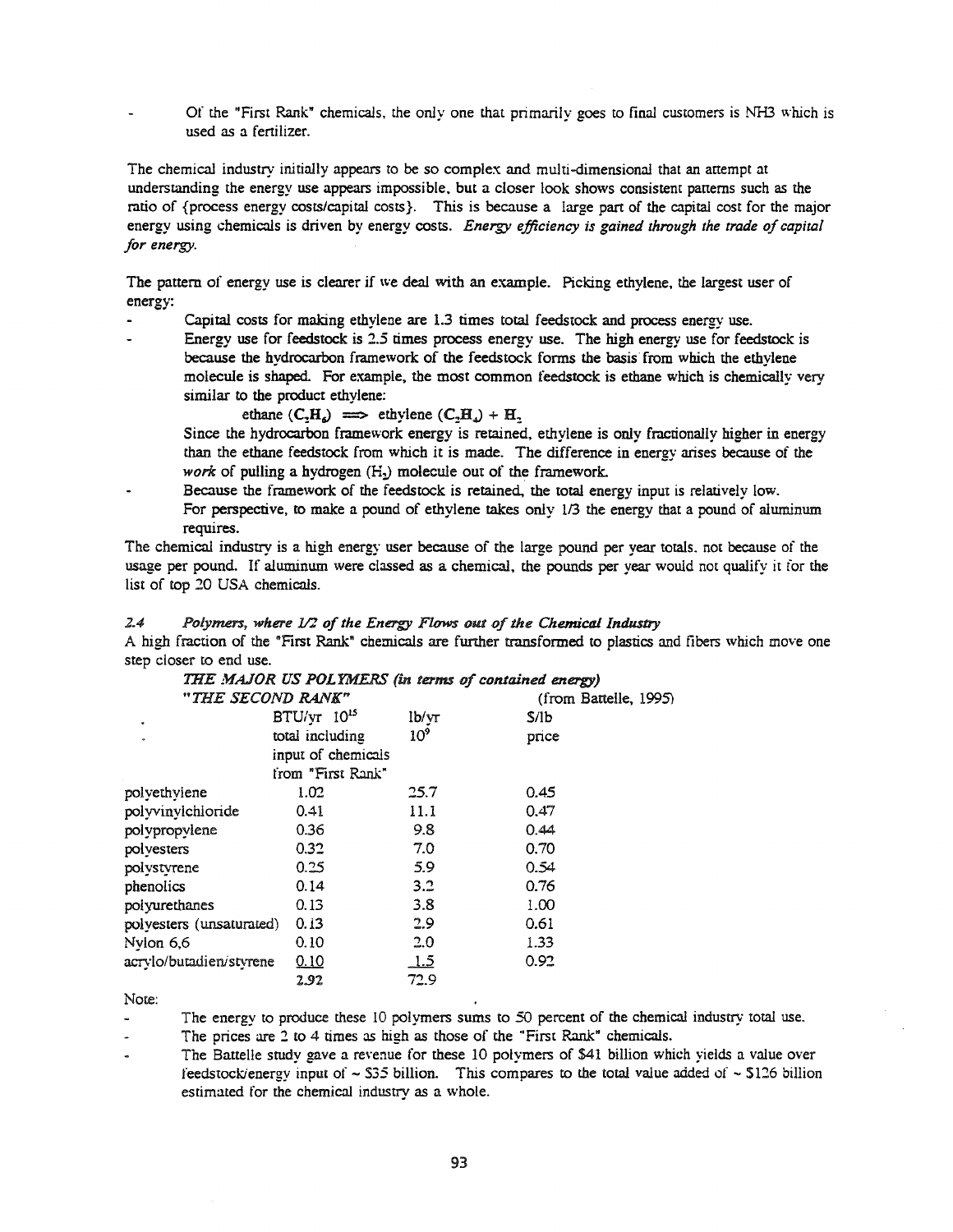- Of the "First Rank" chemicals, the only one that primarily goes to final customers is $NH_3$ which is used as a fertilizer.

The chemical industry initially appears to be so complex and multi-dimensional that an attempt at understanding the energy use appears impossible, but a closer look shows consistent patterns such as the ratio of {process energy costs/capital costs}. This is because a large part of the capital cost for the major energy using chemicals is driven by energy costs. *Energy efficiency is gained through the trade of capital for energy.*

The pattern of energy use is clearer if we deal with an example. Picking ethylene, the largest user of energy:

- Capital costs for making ethylene are 1.3 times total feedstock and process energy use.
- Energy use for feedstock is 2.5 times process energy use. The high energy use for feedstock is because the hydrocarbon framework of the feedstock forms the basis from which the ethylene molecule is shaped. For example, the most common feedstock is ethane which is chemically very similar to the product ethylene:

  $$\text{ethane } (C_2H_6) \Longrightarrow \text{ethylene } (C_2H_4) + H_2$$

  Since the hydrocarbon framework energy is retained, ethylene is only fractionally higher in energy than the ethane feedstock from which it is made. The difference in energy arises because of the *work* of pulling a hydrogen ($H_2$) molecule out of the framework.
- Because the framework of the feedstock is retained, the total energy input is relatively low. For perspective, to make a pound of ethylene takes only 1/3 the energy that a pound of aluminum requires.

The chemical industry is a high energy user because of the large pound per year totals, not because of the usage per pound. If aluminum were classed as a chemical, the pounds per year would not qualify it for the list of top 20 USA chemicals.

### 2.4 *Polymers, where 1/2 of the Energy Flows out of the Chemical Industry*

A high fraction of the "First Rank" chemicals are further transformed to plastics and fibers which move one step closer to end use.

***THE MAJOR US POLYMERS (in terms of contained energy)***
***"THE SECOND RANK"*** (from Battelle, 1995)

| | BTU/yr $10^{15}$ total including input of chemicals from "First Rank" | lb/yr $10^9$ | \$/lb price |
|---|---|---|---|
| polyethylene | 1.02 | 25.7 | 0.45 |
| polyvinylchloride | 0.41 | 11.1 | 0.47 |
| polypropylene | 0.36 | 9.8 | 0.44 |
| polyesters | 0.32 | 7.0 | 0.70 |
| polystyrene | 0.25 | 5.9 | 0.54 |
| phenolics | 0.14 | 3.2 | 0.76 |
| polyurethanes | 0.13 | 3.8 | 1.00 |
| polyesters (unsaturated) | 0.13 | 2.9 | 0.61 |
| Nylon 6,6 | 0.10 | 2.0 | 1.33 |
| acrylo/butadien/styrene | 0.10 | 1.5 | 0.92 |
| | 2.92 | 72.9 | |

Note:

- The energy to produce these 10 polymers sums to 50 percent of the chemical industry total use.
- The prices are 2 to 4 times as high as those of the "First Rank" chemicals.
- The Battelle study gave a revenue for these 10 polymers of \$41 billion which yields a value over feedstock/energy input of ~ \$35 billion. This compares to the total value added of ~ \$126 billion estimated for the chemical industry as a whole.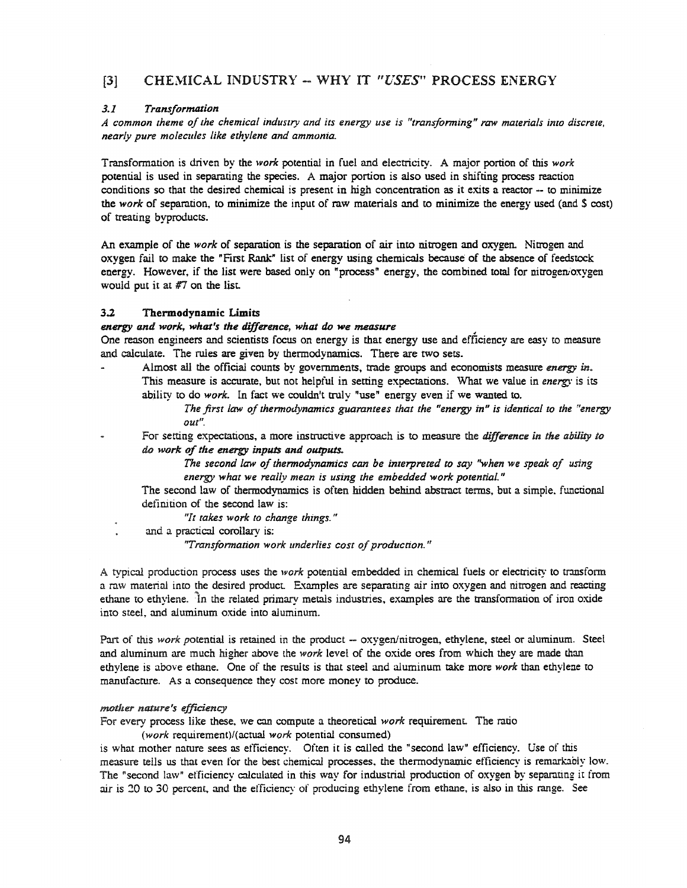## [3] CHEMICAL INDUSTRY -- WHY IT *"USES"* PROCESS ENERGY

### *3.1 Transformation*

*A common theme of the chemical industry and its energy use is "transforming" raw materials into discrete, nearly pure molecules like ethylene and ammonia.*

Transformation is driven by the *work* potential in fuel and electricity. A major portion of this *work* potential is used in separating the species. A major portion is also used in shifting process reaction conditions so that the desired chemical is present in high concentration as it exits a reactor -- to minimize the *work* of separation, to minimize the input of raw materials and to minimize the energy used (and $ cost) of treating byproducts.

An example of the *work* of separation is the separation of air into nitrogen and oxygen. Nitrogen and oxygen fail to make the "First Rank" list of energy using chemicals because of the absence of feedstock energy. However, if the list were based only on "process" energy, the combined total for nitrogen/oxygen would put it at #7 on the list.

### 3.2 Thermodynamic Limits

***energy and work, what's the difference, what do we measure***

One reason engineers and scientists focus on energy is that energy use and efficiency are easy to measure and calculate. The rules are given by thermodynamics. There are two sets.

- Almost all the official counts by governments, trade groups and economists measure ***energy in***. This measure is accurate, but not helpful in setting expectations. What we value in *energy* is its ability to do *work*. In fact we couldn't truly "use" energy even if we wanted to.

  *The first law of thermodynamics guarantees that the "energy in" is identical to the "energy out".*

- For setting expectations, a more instructive approach is to measure the ***difference in the ability to do work of the energy inputs and outputs.***

  *The second law of thermodynamics can be interpreted to say "when we speak of using energy what we really mean is using the embedded work potential."*

  The second law of thermodynamics is often hidden behind abstract terms, but a simple, functional definition of the second law is:

  *"It takes work to change things."*

  and a practical corollary is:

  *"Transformation work underlies cost of production."*

A typical production process uses the *work* potential embedded in chemical fuels or electricity to transform a raw material into the desired product. Examples are separating air into oxygen and nitrogen and reacting ethane to ethylene. In the related primary metals industries, examples are the transformation of iron oxide into steel, and aluminum oxide into aluminum.

Part of this *work* potential is retained in the product -- oxygen/nitrogen, ethylene, steel or aluminum. Steel and aluminum are much higher above the *work* level of the oxide ores from which they are made than ethylene is above ethane. One of the results is that steel and aluminum take more *work* than ethylene to manufacture. As a consequence they cost more money to produce.

***mother nature's efficiency***

For every process like these, we can compute a theoretical *work* requirement. The ratio

(*work* requirement)/(actual *work* potential consumed)

is what mother nature sees as efficiency. Often it is called the "second law" efficiency. Use of this measure tells us that even for the best chemical processes, the thermodynamic efficiency is remarkably low. The "second law" efficiency calculated in this way for industrial production of oxygen by separating it from air is 20 to 30 percent, and the efficiency of producing ethylene from ethane, is also in this range. See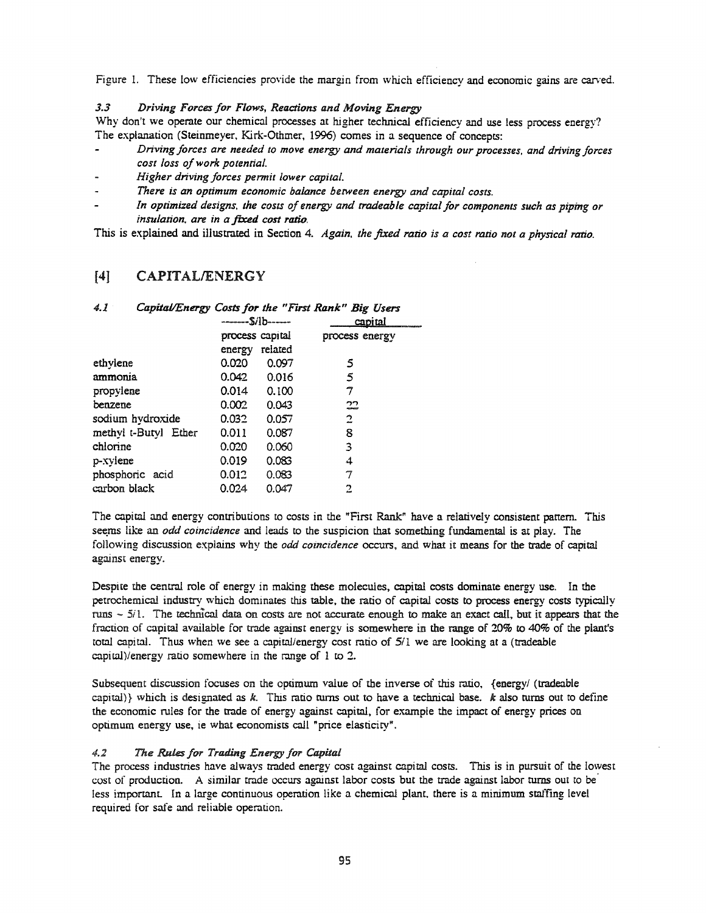Figure 1. These low efficiencies provide the margin from which efficiency and economic gains are carved.

### *3.3 Driving Forces for Flows, Reactions and Moving Energy*

Why don't we operate our chemical processes at higher technical efficiency and use less process energy? The explanation (Steinmeyer, Kirk-Othmer, 1996) comes in a sequence of concepts:

- *Driving forces are needed to move energy and materials through our processes, and driving forces cost loss of work potential.*
- *Higher driving forces permit lower capital.*
- *There is an optimum economic balance between energy and capital costs.*
- *In optimized designs, the costs of energy and tradeable capital for components such as piping or insulation, are in a fixed cost ratio.*

This is explained and illustrated in Section 4. *Again, the fixed ratio is a cost ratio not a physical ratio.*

## [4] CAPITAL/ENERGY

### *4.1 Capital/Energy Costs for the "First Rank" Big Users*

| | -------$/lb------ | | capital |
|---|---|---|---|
| | process energy | capital related | process energy |
| ethylene | 0.020 | 0.097 | 5 |
| ammonia | 0.042 | 0.016 | 5 |
| propylene | 0.014 | 0.100 | 7 |
| benzene | 0.002 | 0.043 | 22 |
| sodium hydroxide | 0.032 | 0.057 | 2 |
| methyl t-Butyl Ether | 0.011 | 0.087 | 8 |
| chlorine | 0.020 | 0.060 | 3 |
| p-xylene | 0.019 | 0.083 | 4 |
| phosphoric acid | 0.012 | 0.083 | 7 |
| carbon black | 0.024 | 0.047 | 2 |

The capital and energy contributions to costs in the "First Rank" have a relatively consistent pattern. This seems like an *odd coincidence* and leads to the suspicion that something fundamental is at play. The following discussion explains why the *odd coincidence* occurs, and what it means for the trade of capital against energy.

Despite the central role of energy in making these molecules, capital costs dominate energy use. In the petrochemical industry which dominates this table, the ratio of capital costs to process energy costs typically runs ~ 5/1. The technical data on costs are not accurate enough to make an exact call, but it appears that the fraction of capital available for trade against energy is somewhere in the range of 20% to 40% of the plant's total capital. Thus when we see a capital/energy cost ratio of 5/1 we are looking at a (tradeable capital)/energy ratio somewhere in the range of 1 to 2.

Subsequent discussion focuses on the optimum value of the inverse of this ratio, {energy/ (tradeable capital)} which is designated as $k$. This ratio turns out to have a technical base. $k$ also turns out to define the economic rules for the trade of energy against capital, for example the impact of energy prices on optimum energy use, ie what economists call "price elasticity".

### *4.2 The Rules for Trading Energy for Capital*

The process industries have always traded energy cost against capital costs. This is in pursuit of the lowest cost of production. A similar trade occurs against labor costs but the trade against labor turns out to be less important. In a large continuous operation like a chemical plant, there is a minimum staffing level required for safe and reliable operation.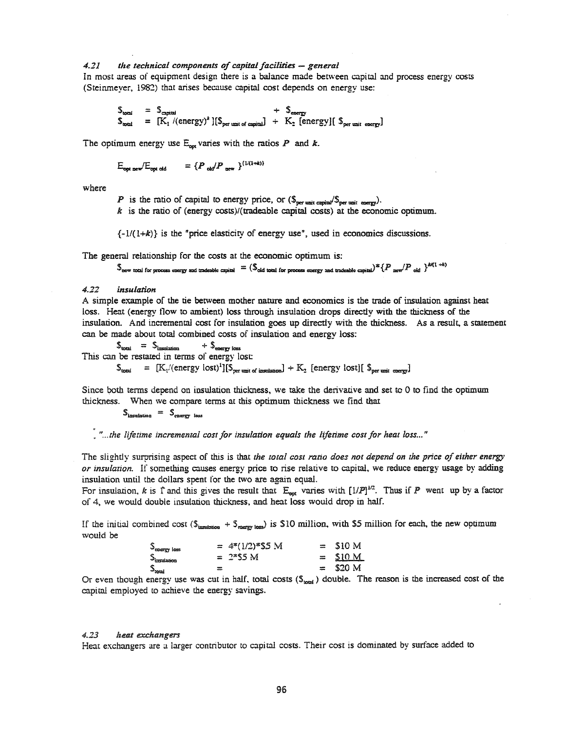#### 4.21 *the technical components of capital facilities -- general*

In most areas of equipment design there is a balance made between capital and process energy costs (Steinmeyer, 1982) that arises because capital cost depends on energy use:

$$\$_{total} = \$_{capital} + \$_{energy}$$

$$\$_{total} = [K_1 /(\text{energy})^k][\$_{\text{per unit of capital}}] + K_2 [\text{energy}][\$_{\text{per unit energy}}]$$

The optimum energy use $E_{opt}$ varies with the ratios $P$ and $k$.

$$E_{opt\ new}/E_{opt\ old} = \{P_{old}/P_{new}\}^{(1/(1+k))}$$

where

$P$ is the ratio of capital to energy price, or ($\$_{\text{per unit capital}}/\$_{\text{per unit energy}}$).

$k$ is the ratio of (energy costs)/(tradeable capital costs) at the economic optimum.

$\{-1/(1+k)\}$ is the "price elasticity of energy use", used in economics discussions.

The general relationship for the costs at the economic optimum is:

$$\$_{\text{new total for process energy and tradeable capital}} = (\$_{\text{old total for process energy and tradeable capital}})^* \{P_{new}/P_{old}\}^{k/(1+k)}$$

#### 4.22 *insulation*

A simple example of the tie between mother nature and economics is the trade of insulation against heat loss. Heat (energy flow to ambient) loss through insulation drops directly with the thickness of the insulation. And incremental cost for insulation goes up directly with the thickness. As a result, a statement can be made about total combined costs of insulation and energy loss:

$$\$_{total} = \$_{insulation} + \$_{\text{energy loss}}$$

This can be restated in terms of energy lost:

$$\$_{total} = [K_1/(\text{energy lost})^1][\$_{\text{per unit of insulation}}] + K_2 [\text{energy lost}][\$_{\text{per unit energy}}]$$

Since both terms depend on insulation thickness, we take the derivative and set to 0 to find the optimum thickness. When we compare terms at this optimum thickness we find that

$$\$_{insulation} = \$_{\text{energy loss}}$$

*"...the lifetime incremental cost for insulation equals the lifetime cost for heat loss..."*

The slightly surprising aspect of this is that *the total cost ratio does not depend on the price of either energy or insulation.* If something causes energy price to rise relative to capital, we reduce energy usage by adding insulation until the dollars spent for the two are again equal.

For insulation, $k$ is 1 and this gives the result that $E_{opt}$ varies with $[1/P]^{1/2}$. Thus if $P$ went up by a factor of 4, we would double insulation thickness, and heat loss would drop in half.

If the initial combined cost ($\$_{insulation} + \$_{\text{energy loss}}$) is \$10 million, with \$5 million for each, the new optimum would be

| | | |
|---|---|---|
| $\$_{\text{energy loss}}$ | = 4*(1/2)*\$5 M | = \$10 M |
| $\$_{insulation}$ | = 2*\$5 M | = \$10 M |
| $\$_{total}$ | = | = \$20 M |

Or even though energy use was cut in half, total costs ($\$_{total}$) double. The reason is the increased cost of the capital employed to achieve the energy savings.

#### 4.23 *heat exchangers*

Heat exchangers are a larger contributor to capital costs. Their cost is dominated by surface added to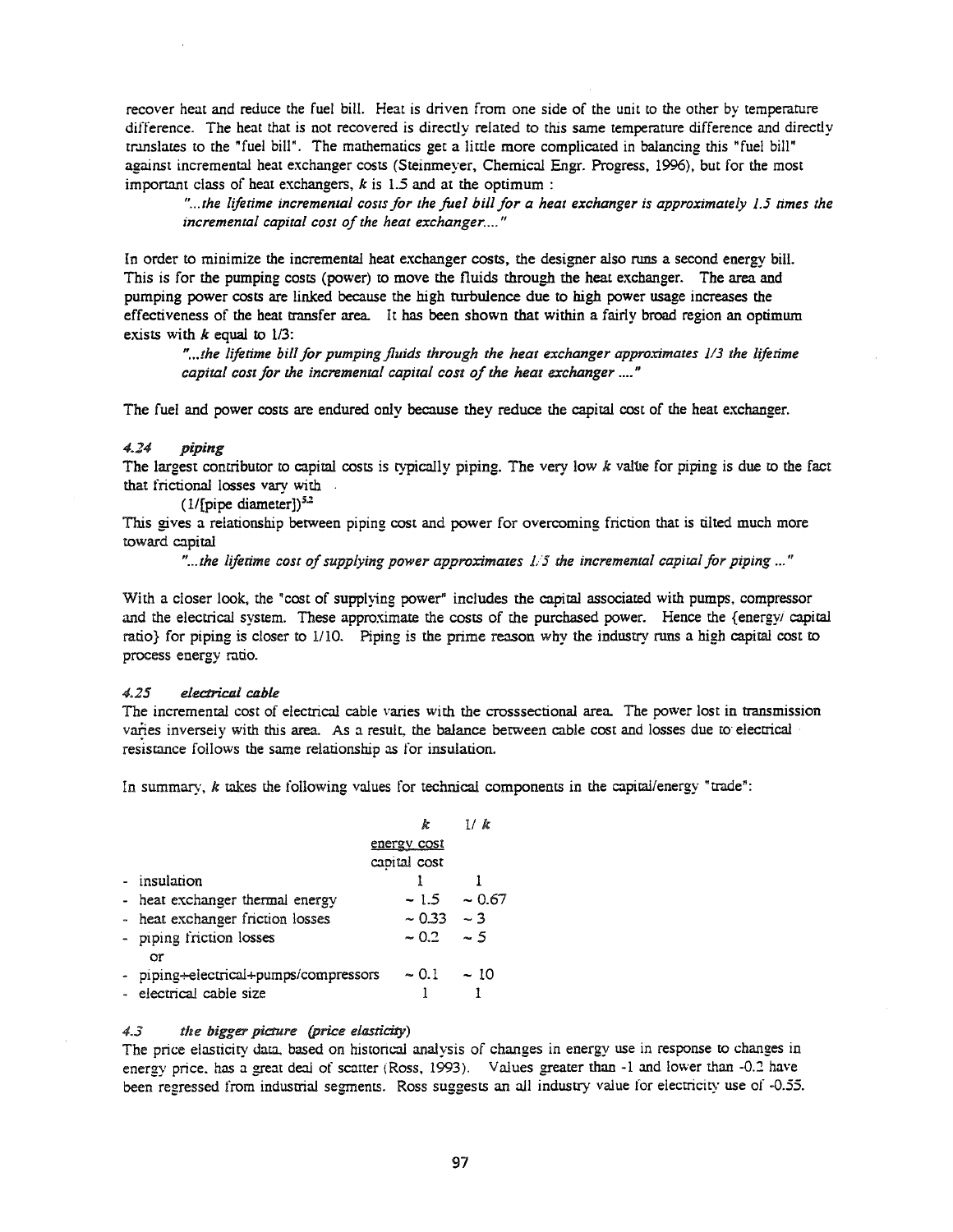recover heat and reduce the fuel bill. Heat is driven from one side of the unit to the other by temperature difference. The heat that is not recovered is directly related to this same temperature difference and directly translates to the "fuel bill". The mathematics get a little more complicated in balancing this "fuel bill" against incremental heat exchanger costs (Steinmeyer, Chemical Engr. Progress, 1996), but for the most important class of heat exchangers, $k$ is 1.5 and at the optimum :

> *"...the lifetime incremental costs for the fuel bill for a heat exchanger is approximately 1.5 times the incremental capital cost of the heat exchanger...."*

In order to minimize the incremental heat exchanger costs, the designer also runs a second energy bill. This is for the pumping costs (power) to move the fluids through the heat exchanger. The area and pumping power costs are linked because the high turbulence due to high power usage increases the effectiveness of the heat transfer area. It has been shown that within a fairly broad region an optimum exists with $k$ equal to 1/3:

> *"...the lifetime bill for pumping fluids through the heat exchanger approximates 1/3 the lifetime capital cost for the incremental capital cost of the heat exchanger ...."*

The fuel and power costs are endured only because they reduce the capital cost of the heat exchanger.

### *4.24 piping*

The largest contributor to capital costs is typically piping. The very low $k$ value for piping is due to the fact that frictional losses vary with

$$(1/[\text{pipe diameter}])^{5.2}$$

This gives a relationship between piping cost and power for overcoming friction that is tilted much more toward capital

> *"...the lifetime cost of supplying power approximates 1/5 the incremental capital for piping ..."*

With a closer look, the "cost of supplying power" includes the capital associated with pumps, compressor and the electrical system. These approximate the costs of the purchased power. Hence the {energy/ capital ratio} for piping is closer to 1/10. Piping is the prime reason why the industry runs a high capital cost to process energy ratio.

### *4.25 electrical cable*

The incremental cost of electrical cable varies with the crosssectional area. The power lost in transmission varies inversely with this area. As a result, the balance between cable cost and losses due to electrical resistance follows the same relationship as for insulation.

In summary, $k$ takes the following values for technical components in the capital/energy "trade":

| | $k$ (energy cost / capital cost) | $1/k$ |
|---|---|---|
| - insulation | 1 | 1 |
| - heat exchanger thermal energy | ~ 1.5 | ~ 0.67 |
| - heat exchanger friction losses | ~ 0.33 | ~ 3 |
| - piping friction losses | ~ 0.2 | ~ 5 |
| or | | |
| - piping+electrical+pumps/compressors | ~ 0.1 | ~ 10 |
| - electrical cable size | 1 | 1 |

### *4.3 the bigger picture (price elasticity)*

The price elasticity data, based on historical analysis of changes in energy use in response to changes in energy price, has a great deal of scatter (Ross, 1993). Values greater than -1 and lower than -0.2 have been regressed from industrial segments. Ross suggests an all industry value for electricity use of -0.55.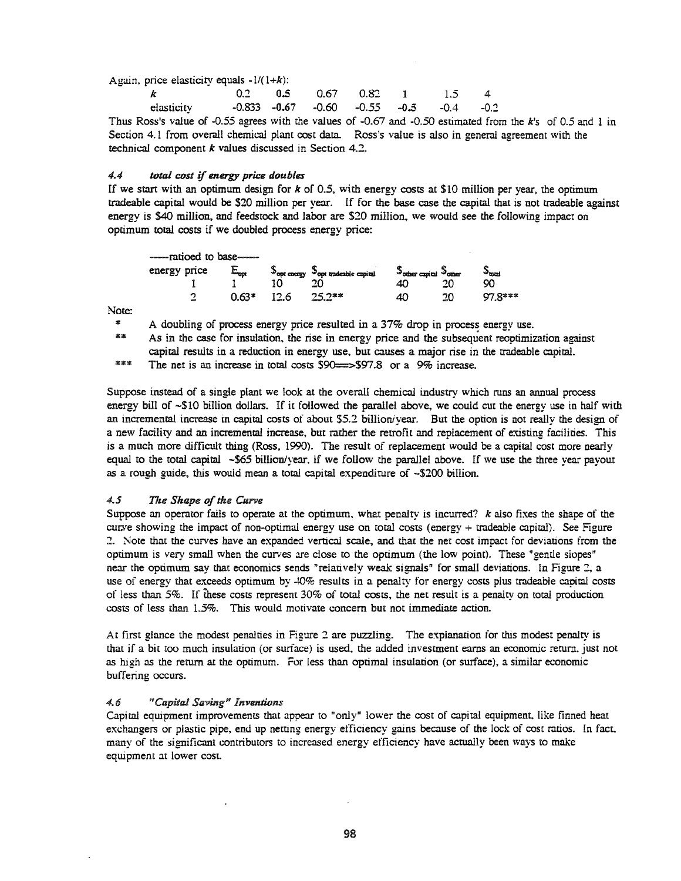Again, price elasticity equals $-1/(1+k)$:

| $k$ | 0.2 | 0.5 | 0.67 | 0.82 | 1 | 1.5 | 4 |
|---|---|---|---|---|---|---|---|
| elasticity | -0.833 | **-0.67** | -0.60 | -0.55 | **-0.5** | -0.4 | -0.2 |

Thus Ross's value of -0.55 agrees with the values of -0.67 and -0.50 estimated from the $k$'s of 0.5 and 1 in Section 4.1 from overall chemical plant cost data. Ross's value is also in general agreement with the technical component $k$ values discussed in Section 4.2.

### 4.4 *total cost if energy price doubles*

If we start with an optimum design for $k$ of 0.5, with energy costs at \$10 million per year, the optimum tradeable capital would be \$20 million per year. If for the base case the capital that is not tradeable against energy is \$40 million, and feedstock and labor are \$20 million, we would see the following impact on optimum total costs if we doubled process energy price:

| -----ratioed to base----- | | | | | | |
|---|---|---|---|---|---|---|
| energy price | $E_{opt}$ | $\$_{opt\ energy}$ | $\$_{opt\ tradeable\ capital}$ | $\$_{other\ capital}$ | $\$_{other}$ | $\$_{total}$ |
| 1 | 1 | 10 | 20 | 40 | 20 | 90 |
| 2 | 0.63* | 12.6 | 25.2** | 40 | 20 | 97.8*** |

Note:

\* A doubling of process energy price resulted in a 37% drop in process energy use.

\*\* As in the case for insulation, the rise in energy price and the subsequent reoptimization against capital results in a reduction in energy use, but causes a major rise in the tradeable capital.

\*\*\* The net is an increase in total costs \$90==>\$97.8 or a 9% increase.

Suppose instead of a single plant we look at the overall chemical industry which runs an annual process energy bill of ~\$10 billion dollars. If it followed the parallel above, we could cut the energy use in half with an incremental increase in capital costs of about \$5.2 billion/year. But the option is not really the design of a new facility and an incremental increase, but rather the retrofit and replacement of existing facilities. This is a much more difficult thing (Ross, 1990). The result of replacement would be a capital cost more nearly equal to the total capital ~\$65 billion/year, if we follow the parallel above. If we use the three year payout as a rough guide, this would mean a total capital expenditure of ~\$200 billion.

### 4.5 *The Shape of the Curve*

Suppose an operator fails to operate at the optimum, what penalty is incurred? $k$ also fixes the shape of the curve showing the impact of non-optimal energy use on total costs (energy + tradeable capital). See Figure 2. Note that the curves have an expanded vertical scale, and that the net cost impact for deviations from the optimum is very small when the curves are close to the optimum (the low point). These "gentle slopes" near the optimum say that economics sends "relatively weak signals" for small deviations. In Figure 2, a use of energy that exceeds optimum by 40% results in a penalty for energy costs plus tradeable capital costs of less than 5%. If these costs represent 30% of total costs, the net result is a penalty on total production costs of less than 1.5%. This would motivate concern but not immediate action.

At first glance the modest penalties in Figure 2 are puzzling. The explanation for this modest penalty is that if a bit too much insulation (or surface) is used, the added investment earns an economic return, just not as high as the return at the optimum. For less than optimal insulation (or surface), a similar economic buffering occurs.

### 4.6 *"Capital Saving" Inventions*

Capital equipment improvements that appear to "only" lower the cost of capital equipment, like finned heat exchangers or plastic pipe, end up netting energy efficiency gains because of the lock of cost ratios. In fact, many of the significant contributors to increased energy efficiency have actually been ways to make equipment at lower cost.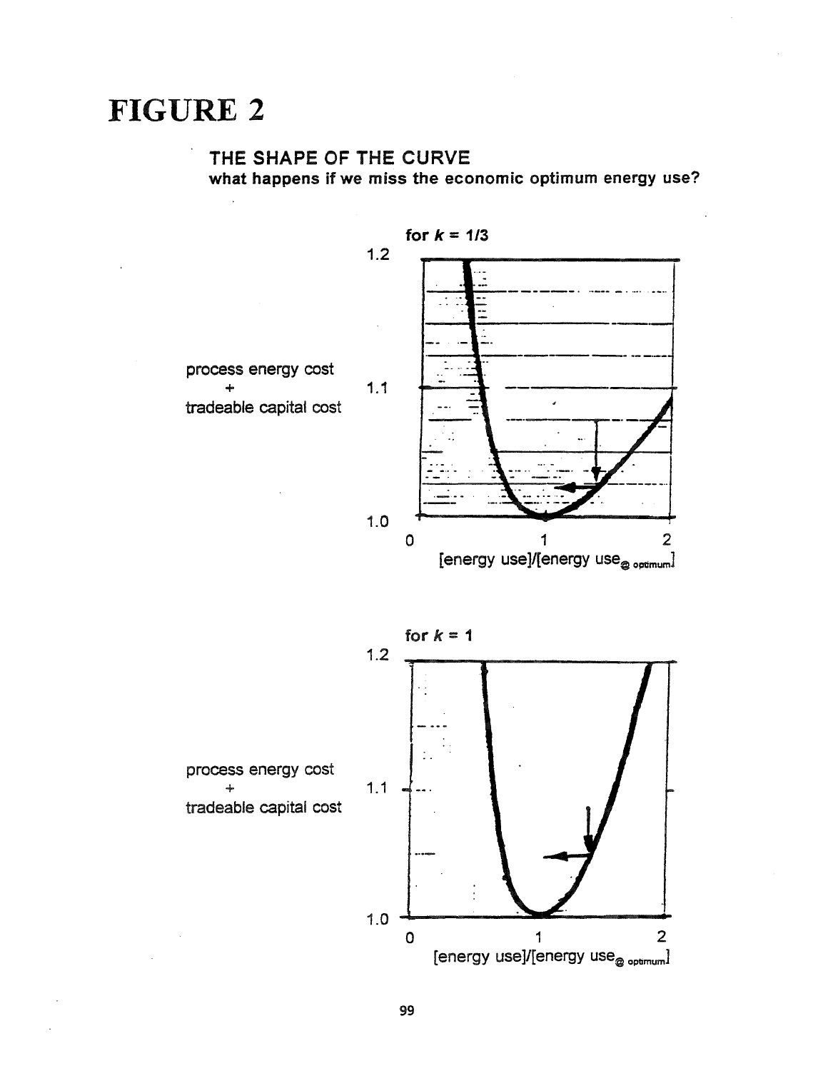# FIGURE 2

**THE SHAPE OF THE CURVE**

**what happens if we miss the economic optimum energy use?**

for $k = 1/3$

process energy cost + tradeable capital cost

1.2

1.1

1.0

0 1 2

[energy use]/[energy use$_{@\ optimum}$]

for $k = 1$

process energy cost + tradeable capital cost

1.2

1.1

1.0

0 1 2

[energy use]/[energy use$_{@\ optimum}$]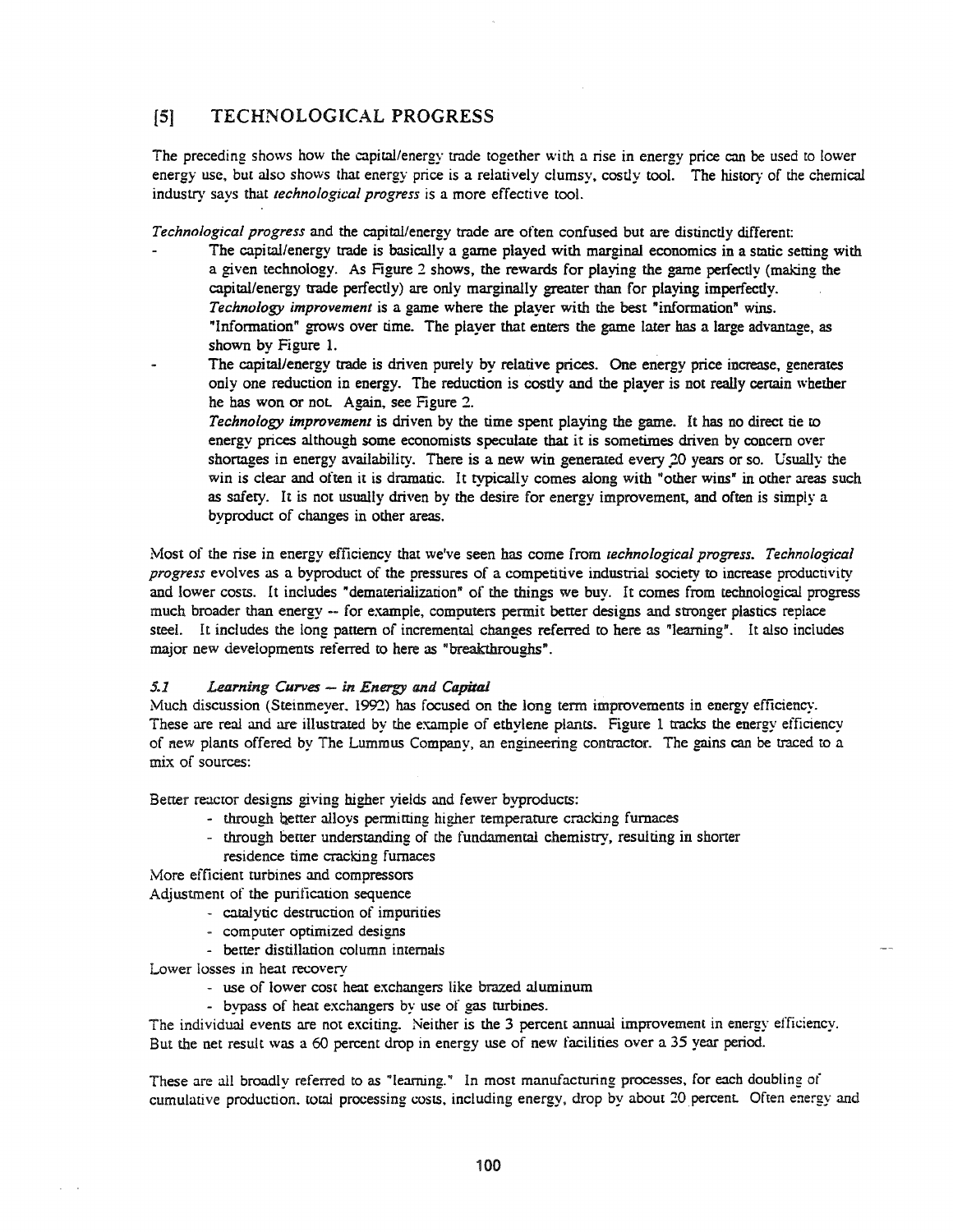## [5] TECHNOLOGICAL PROGRESS

The preceding shows how the capital/energy trade together with a rise in energy price can be used to lower energy use, but also shows that energy price is a relatively clumsy, costly tool. The history of the chemical industry says that *technological progress* is a more effective tool.

*Technological progress* and the capital/energy trade are often confused but are distinctly different:

- The capital/energy trade is basically a game played with marginal economics in a static setting with a given technology. As Figure 2 shows, the rewards for playing the game perfectly (making the capital/energy trade perfectly) are only marginally greater than for playing imperfectly.
  *Technology improvement* is a game where the player with the best "information" wins. "Information" grows over time. The player that enters the game later has a large advantage, as shown by Figure 1.
- The capital/energy trade is driven purely by relative prices. One energy price increase, generates only one reduction in energy. The reduction is costly and the player is not really certain whether he has won or not. Again, see Figure 2.
  *Technology improvement* is driven by the time spent playing the game. It has no direct tie to energy prices although some economists speculate that it is sometimes driven by concern over shortages in energy availability. There is a new win generated every 20 years or so. Usually the win is clear and often it is dramatic. It typically comes along with "other wins" in other areas such as safety. It is not usually driven by the desire for energy improvement, and often is simply a byproduct of changes in other areas.

Most of the rise in energy efficiency that we've seen has come from *technological progress*. *Technological progress* evolves as a byproduct of the pressures of a competitive industrial society to increase productivity and lower costs. It includes "dematerialization" of the things we buy. It comes from technological progress much broader than energy -- for example, computers permit better designs and stronger plastics replace steel. It includes the long pattern of incremental changes referred to here as "learning". It also includes major new developments referred to here as "breakthroughs".

### *5.1 Learning Curves -- in Energy and Capital*

Much discussion (Steinmeyer, 1992) has focused on the long term improvements in energy efficiency. These are real and are illustrated by the example of ethylene plants. Figure 1 tracks the energy efficiency of new plants offered by The Lummus Company, an engineering contractor. The gains can be traced to a mix of sources:

Better reactor designs giving higher yields and fewer byproducts:
- through better alloys permitting higher temperature cracking furnaces
- through better understanding of the fundamental chemistry, resulting in shorter residence time cracking furnaces

More efficient turbines and compressors

Adjustment of the purification sequence
- catalytic destruction of impurities
- computer optimized designs
- better distillation column internals

Lower losses in heat recovery
- use of lower cost heat exchangers like brazed aluminum
- bypass of heat exchangers by use of gas turbines.

The individual events are not exciting. Neither is the 3 percent annual improvement in energy efficiency. But the net result was a 60 percent drop in energy use of new facilities over a 35 year period.

These are all broadly referred to as "learning." In most manufacturing processes, for each doubling of cumulative production, total processing costs, including energy, drop by about 20 percent. Often energy and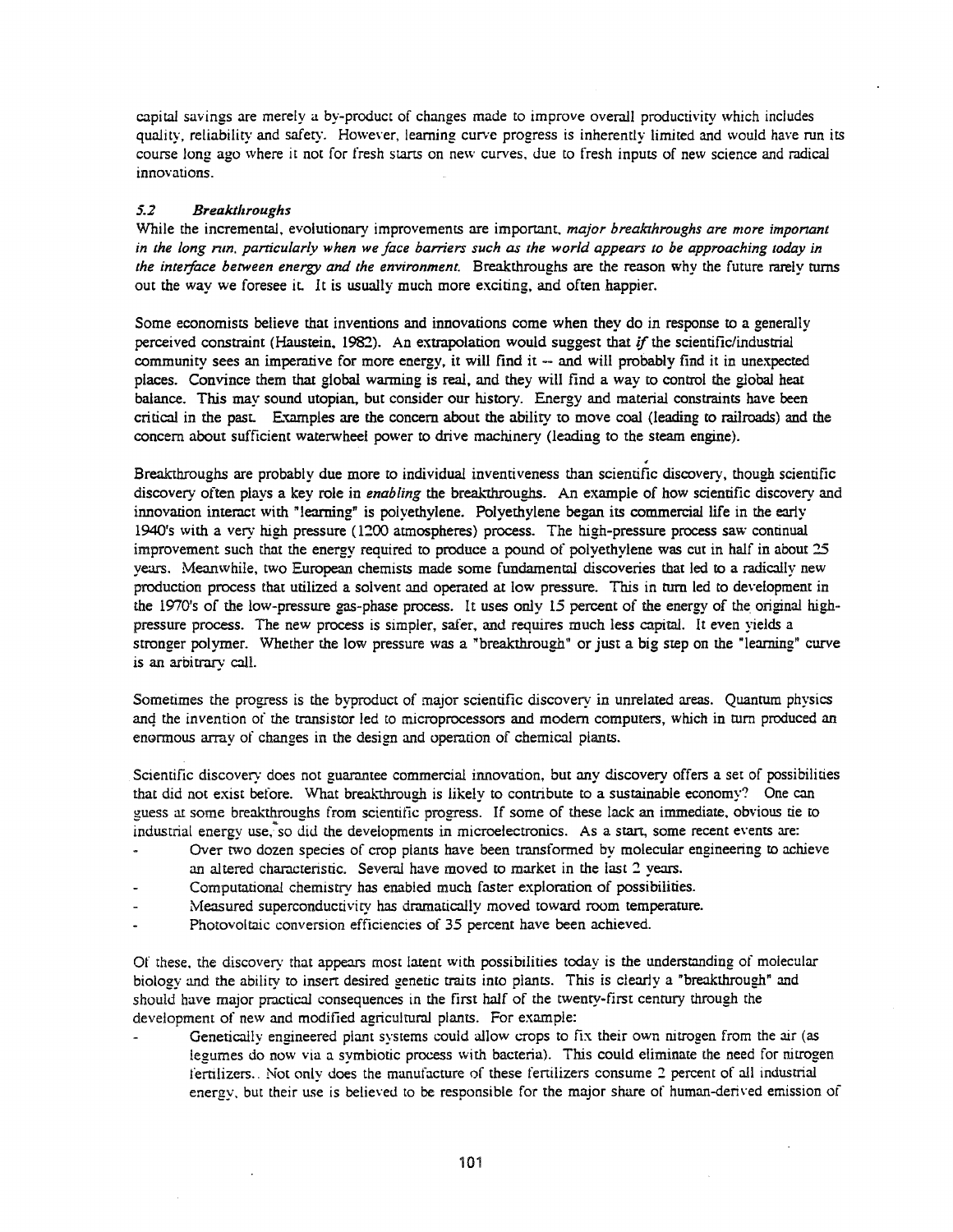capital savings are merely a by-product of changes made to improve overall productivity which includes quality, reliability and safety. However, learning curve progress is inherently limited and would have run its course long ago where it not for fresh starts on new curves, due to fresh inputs of new science and radical innovations.

### *5.2 Breakthroughs*

While the incremental, evolutionary improvements are important, *major breakthroughs are more important in the long run, particularly when we face barriers such as the world appears to be approaching today in the interface between energy and the environment.* Breakthroughs are the reason why the future rarely turns out the way we foresee it. It is usually much more exciting, and often happier.

Some economists believe that inventions and innovations come when they do in response to a generally perceived constraint (Haustein, 1982). An extrapolation would suggest that *if* the scientific/industrial community sees an imperative for more energy, it will find it -- and will probably find it in unexpected places. Convince them that global warming is real, and they will find a way to control the global heat balance. This may sound utopian, but consider our history. Energy and material constraints have been critical in the past. Examples are the concern about the ability to move coal (leading to railroads) and the concern about sufficient waterwheel power to drive machinery (leading to the steam engine).

Breakthroughs are probably due more to individual inventiveness than scientific discovery, though scientific discovery often plays a key role in *enabling* the breakthroughs. An example of how scientific discovery and innovation interact with "learning" is polyethylene. Polyethylene began its commercial life in the early 1940's with a very high pressure (1200 atmospheres) process. The high-pressure process saw continual improvement such that the energy required to produce a pound of polyethylene was cut in half in about 25 years. Meanwhile, two European chemists made some fundamental discoveries that led to a radically new production process that utilized a solvent and operated at low pressure. This in turn led to development in the 1970's of the low-pressure gas-phase process. It uses only 15 percent of the energy of the original high-pressure process. The new process is simpler, safer, and requires much less capital. It even yields a stronger polymer. Whether the low pressure was a "breakthrough" or just a big step on the "learning" curve is an arbitrary call.

Sometimes the progress is the byproduct of major scientific discovery in unrelated areas. Quantum physics and the invention of the transistor led to microprocessors and modern computers, which in turn produced an enormous array of changes in the design and operation of chemical plants.

Scientific discovery does not guarantee commercial innovation, but any discovery offers a set of possibilities that did not exist before. What breakthrough is likely to contribute to a sustainable economy? One can guess at some breakthroughs from scientific progress. If some of these lack an immediate, obvious tie to industrial energy use, so did the developments in microelectronics. As a start, some recent events are:

- Over two dozen species of crop plants have been transformed by molecular engineering to achieve an altered characteristic. Several have moved to market in the last 2 years.
- Computational chemistry has enabled much faster exploration of possibilities.
- Measured superconductivity has dramatically moved toward room temperature.
- Photovoltaic conversion efficiencies of 35 percent have been achieved.

Of these, the discovery that appears most latent with possibilities today is the understanding of molecular biology and the ability to insert desired genetic traits into plants. This is clearly a "breakthrough" and should have major practical consequences in the first half of the twenty-first century through the development of new and modified agricultural plants. For example:

- Genetically engineered plant systems could allow crops to fix their own nitrogen from the air (as legumes do now via a symbiotic process with bacteria). This could eliminate the need for nitrogen fertilizers.. Not only does the manufacture of these fertilizers consume 2 percent of all industrial energy, but their use is believed to be responsible for the major share of human-derived emission of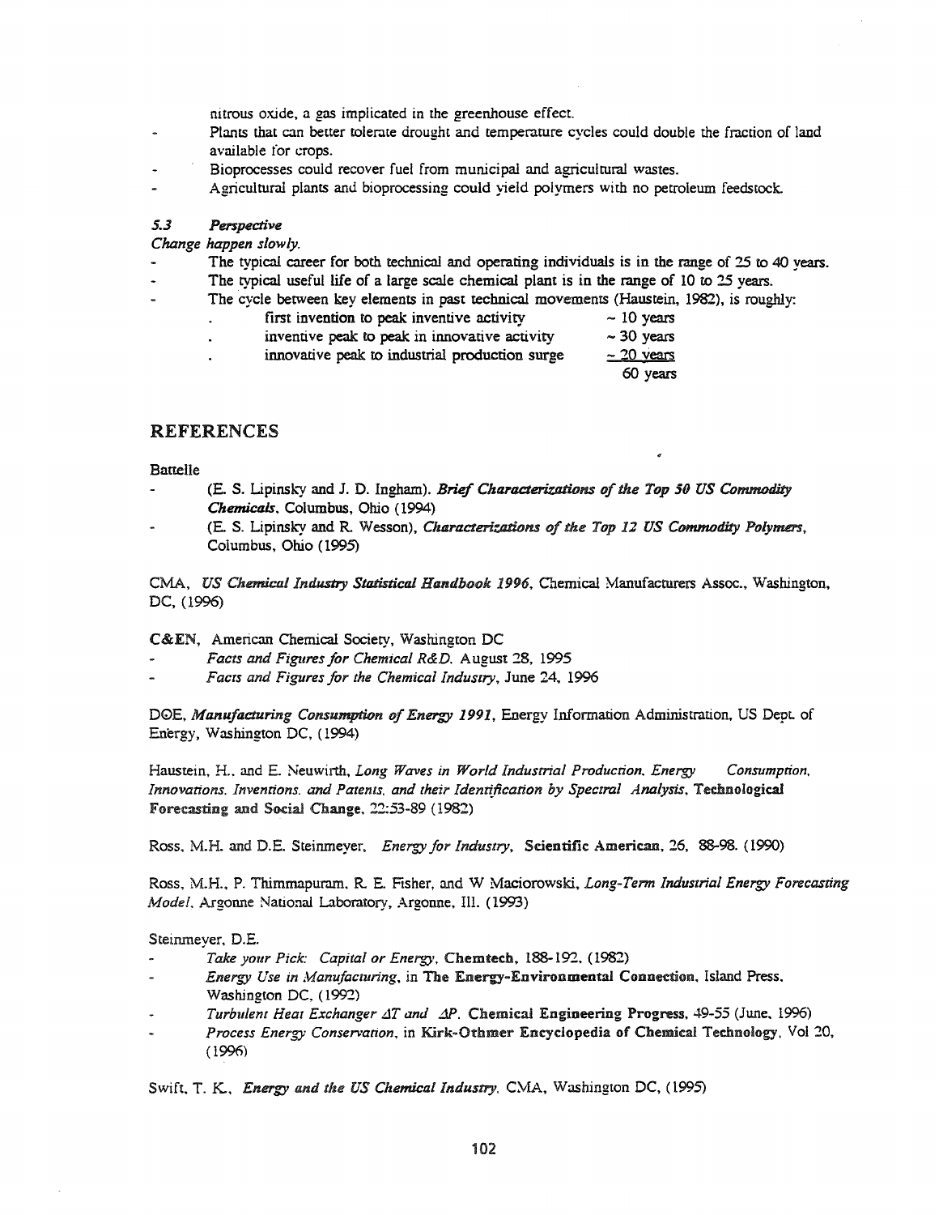nitrous oxide, a gas implicated in the greenhouse effect.

- Plants that can better tolerate drought and temperature cycles could double the fraction of land available for crops.
- Bioprocesses could recover fuel from municipal and agricultural wastes.
- Agricultural plants and bioprocessing could yield polymers with no petroleum feedstock.

### *5.3 Perspective*

*Change happen slowly.*

- The typical career for both technical and operating individuals is in the range of 25 to 40 years.
- The typical useful life of a large scale chemical plant is in the range of 10 to 25 years.
- The cycle between key elements in past technical movements (Haustein, 1982), is roughly:
  - first invention to peak inventive activity ~ 10 years
  - inventive peak to peak in innovative activity ~ 30 years
  - innovative peak to industrial production surge ~ 20 years

  60 years

## REFERENCES

Battelle

- (E. S. Lipinsky and J. D. Ingham). ***Brief Characterizations of the Top 50 US Commodity Chemicals***, Columbus, Ohio (1994)
- (E. S. Lipinsky and R. Wesson), ***Characterizations of the Top 12 US Commodity Polymers***, Columbus, Ohio (1995)

CMA, ***US Chemical Industry Statistical Handbook 1996***, Chemical Manufacturers Assoc., Washington, DC, (1996)

**C&EN**, American Chemical Society, Washington DC

- *Facts and Figures for Chemical R&D*. August 28, 1995
- *Facts and Figures for the Chemical Industry*, June 24, 1996

DOE, ***Manufacturing Consumption of Energy 1991***, Energy Information Administration, US Dept. of Energy, Washington DC, (1994)

Haustein, H., and E. Neuwirth, *Long Waves in World Industrial Production, Energy Consumption, Innovations, Inventions, and Patents, and their Identification by Spectral Analysis*, **Technological Forecasting and Social Change**, 22:53-89 (1982)

Ross, M.H. and D.E. Steinmeyer, *Energy for Industry*, **Scientific American**, 26, 88-98. (1990)

Ross, M.H., P. Thimmapuram, R. E. Fisher, and W Maciorowski, *Long-Term Industrial Energy Forecasting Model*, Argonne National Laboratory, Argonne, Ill. (1993)

Steinmeyer, D.E.

- *Take your Pick: Capital or Energy*, **Chemtech**, 188-192, (1982)
- *Energy Use in Manufacturing*, in **The Energy-Environmental Connection**, Island Press, Washington DC, (1992)
- *Turbulent Heat Exchanger $\Delta T$ and $\Delta P$*. **Chemical Engineering Progress**, 49-55 (June, 1996)
- *Process Energy Conservation*, in **Kirk-Othmer Encyclopedia of Chemical Technology**, Vol 20, (1996)

Swift, T. K., ***Energy and the US Chemical Industry***, CMA, Washington DC, (1995)